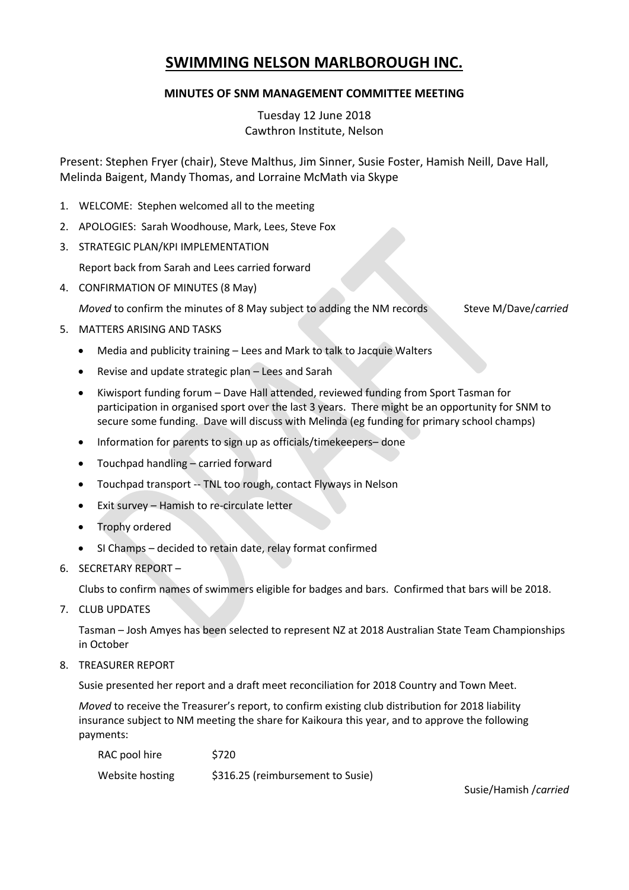# SWIMMING NELSON MARLBOROUGH INC.

## MINUTES OF SNM MANAGEMENT COMMITTEE MEETING

Tuesday 12 June 2018
Cawthron Institute, Nelson

Present: Stephen Fryer (chair), Steve Malthus, Jim Sinner, Susie Foster, Hamish Neill, Dave Hall, Melinda Baigent, Mandy Thomas, and Lorraine McMath via Skype

1. WELCOME: Stephen welcomed all to the meeting
2. APOLOGIES: Sarah Woodhouse, Mark, Lees, Steve Fox
3. STRATEGIC PLAN/KPI IMPLEMENTATION

   Report back from Sarah and Lees carried forward
4. CONFIRMATION OF MINUTES (8 May)

   *Moved* to confirm the minutes of 8 May subject to adding the NM records Steve M/Dave/*carried*
5. MATTERS ARISING AND TASKS
   - Media and publicity training – Lees and Mark to talk to Jacquie Walters
   - Revise and update strategic plan – Lees and Sarah
   - Kiwisport funding forum – Dave Hall attended, reviewed funding from Sport Tasman for participation in organised sport over the last 3 years. There might be an opportunity for SNM to secure some funding. Dave will discuss with Melinda (eg funding for primary school champs)
   - Information for parents to sign up as officials/timekeepers– done
   - Touchpad handling – carried forward
   - Touchpad transport -- TNL too rough, contact Flyways in Nelson
   - Exit survey – Hamish to re-circulate letter
   - Trophy ordered
   - SI Champs – decided to retain date, relay format confirmed
6. SECRETARY REPORT –

   Clubs to confirm names of swimmers eligible for badges and bars. Confirmed that bars will be 2018.
7. CLUB UPDATES

   Tasman – Josh Amyes has been selected to represent NZ at 2018 Australian State Team Championships in October
8. TREASURER REPORT

   Susie presented her report and a draft meet reconciliation for 2018 Country and Town Meet.

   *Moved* to receive the Treasurer's report, to confirm existing club distribution for 2018 liability insurance subject to NM meeting the share for Kaikoura this year, and to approve the following payments:

   | | |
   |---|---|
   | RAC pool hire | $720 |
   | Website hosting | $316.25 (reimbursement to Susie) |

   Susie/Hamish /*carried*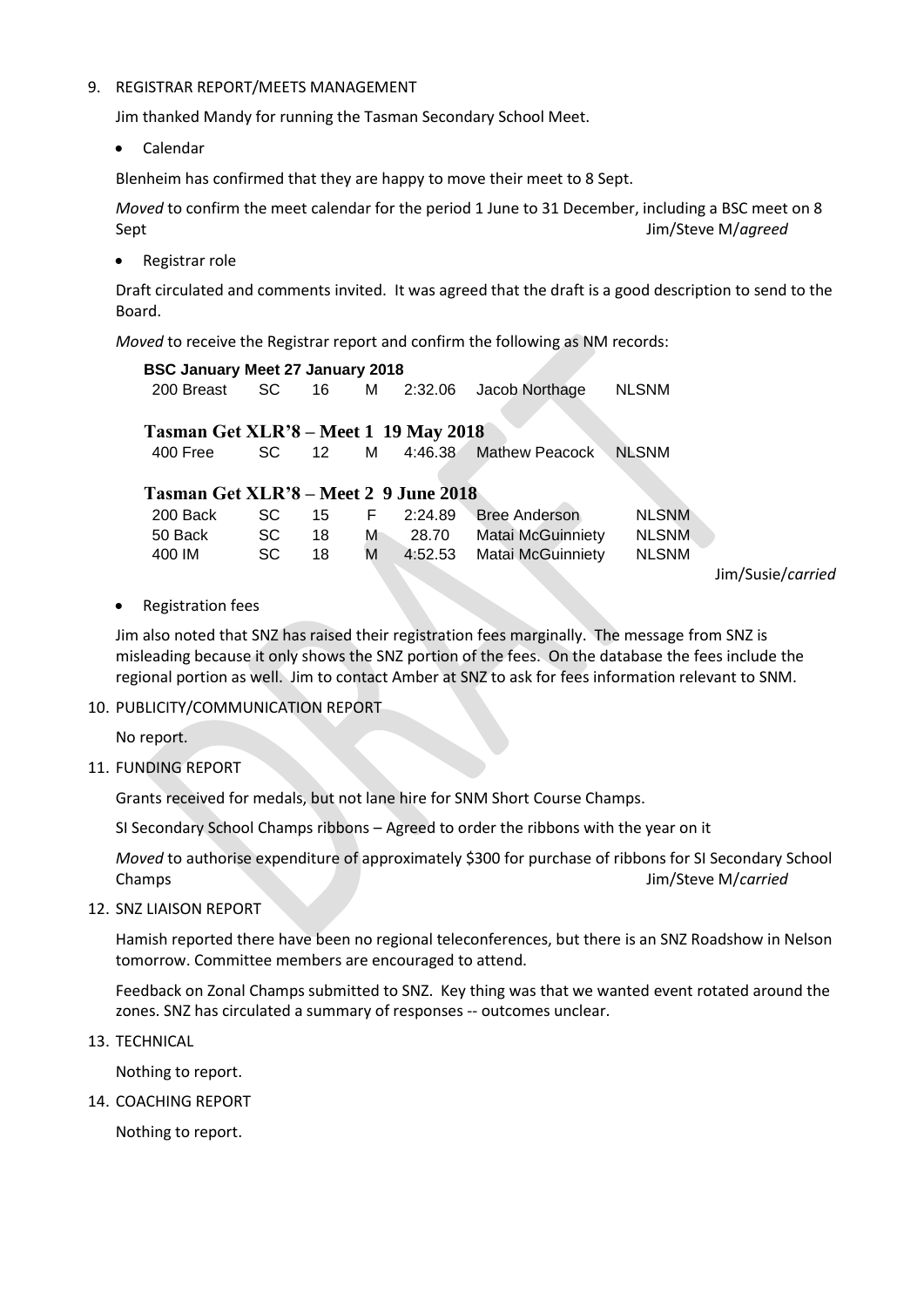9. REGISTRAR REPORT/MEETS MANAGEMENT

   Jim thanked Mandy for running the Tasman Secondary School Meet.

   - Calendar

   Blenheim has confirmed that they are happy to move their meet to 8 Sept.

   *Moved* to confirm the meet calendar for the period 1 June to 31 December, including a BSC meet on 8 Sept — Jim/Steve M/*agreed*

   - Registrar role

   Draft circulated and comments invited. It was agreed that the draft is a good description to send to the Board.

   *Moved* to receive the Registrar report and confirm the following as NM records:

   **BSC January Meet 27 January 2018**

   | Event | Course | Age | Gender | Time | Name | Record |
   |---|---|---|---|---|---|---|
   | 200 Breast | SC | 16 | M | 2:32.06 | Jacob Northage | NLSNM |

   **Tasman Get XLR'8 – Meet 1 19 May 2018**

   | Event | Course | Age | Gender | Time | Name | Record |
   |---|---|---|---|---|---|---|
   | 400 Free | SC | 12 | M | 4:46.38 | Mathew Peacock | NLSNM |

   **Tasman Get XLR'8 – Meet 2 9 June 2018**

   | Event | Course | Age | Gender | Time | Name | Record |
   |---|---|---|---|---|---|---|
   | 200 Back | SC | 15 | F | 2:24.89 | Bree Anderson | NLSNM |
   | 50 Back | SC | 18 | M | 28.70 | Matai McGuinniety | NLSNM |
   | 400 IM | SC | 18 | M | 4:52.53 | Matai McGuinniety | NLSNM |

   Jim/Susie/*carried*

   - Registration fees

   Jim also noted that SNZ has raised their registration fees marginally. The message from SNZ is misleading because it only shows the SNZ portion of the fees. On the database the fees include the regional portion as well. Jim to contact Amber at SNZ to ask for fees information relevant to SNM.

10. PUBLICITY/COMMUNICATION REPORT

    No report.

11. FUNDING REPORT

    Grants received for medals, but not lane hire for SNM Short Course Champs.

    SI Secondary School Champs ribbons – Agreed to order the ribbons with the year on it

    *Moved* to authorise expenditure of approximately $300 for purchase of ribbons for SI Secondary School Champs — Jim/Steve M/*carried*

12. SNZ LIAISON REPORT

    Hamish reported there have been no regional teleconferences, but there is an SNZ Roadshow in Nelson tomorrow. Committee members are encouraged to attend.

    Feedback on Zonal Champs submitted to SNZ. Key thing was that we wanted event rotated around the zones. SNZ has circulated a summary of responses -- outcomes unclear.

13. TECHNICAL

    Nothing to report.

14. COACHING REPORT

    Nothing to report.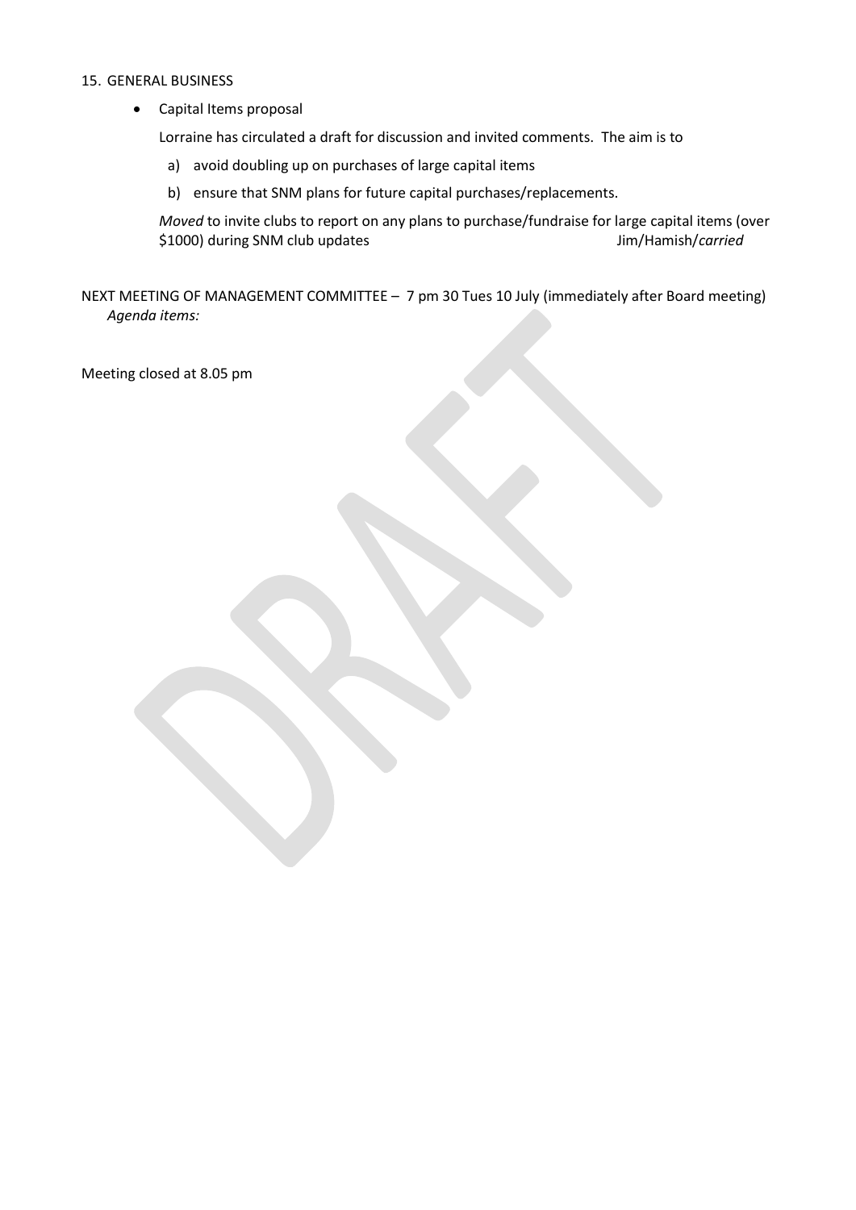15. GENERAL BUSINESS

- Capital Items proposal

  Lorraine has circulated a draft for discussion and invited comments. The aim is to

  a) avoid doubling up on purchases of large capital items

  b) ensure that SNM plans for future capital purchases/replacements.

  *Moved* to invite clubs to report on any plans to purchase/fundraise for large capital items (over $1000) during SNM club updates Jim/Hamish/*carried*

NEXT MEETING OF MANAGEMENT COMMITTEE – 7 pm 30 Tues 10 July (immediately after Board meeting)
*Agenda items:*

Meeting closed at 8.05 pm